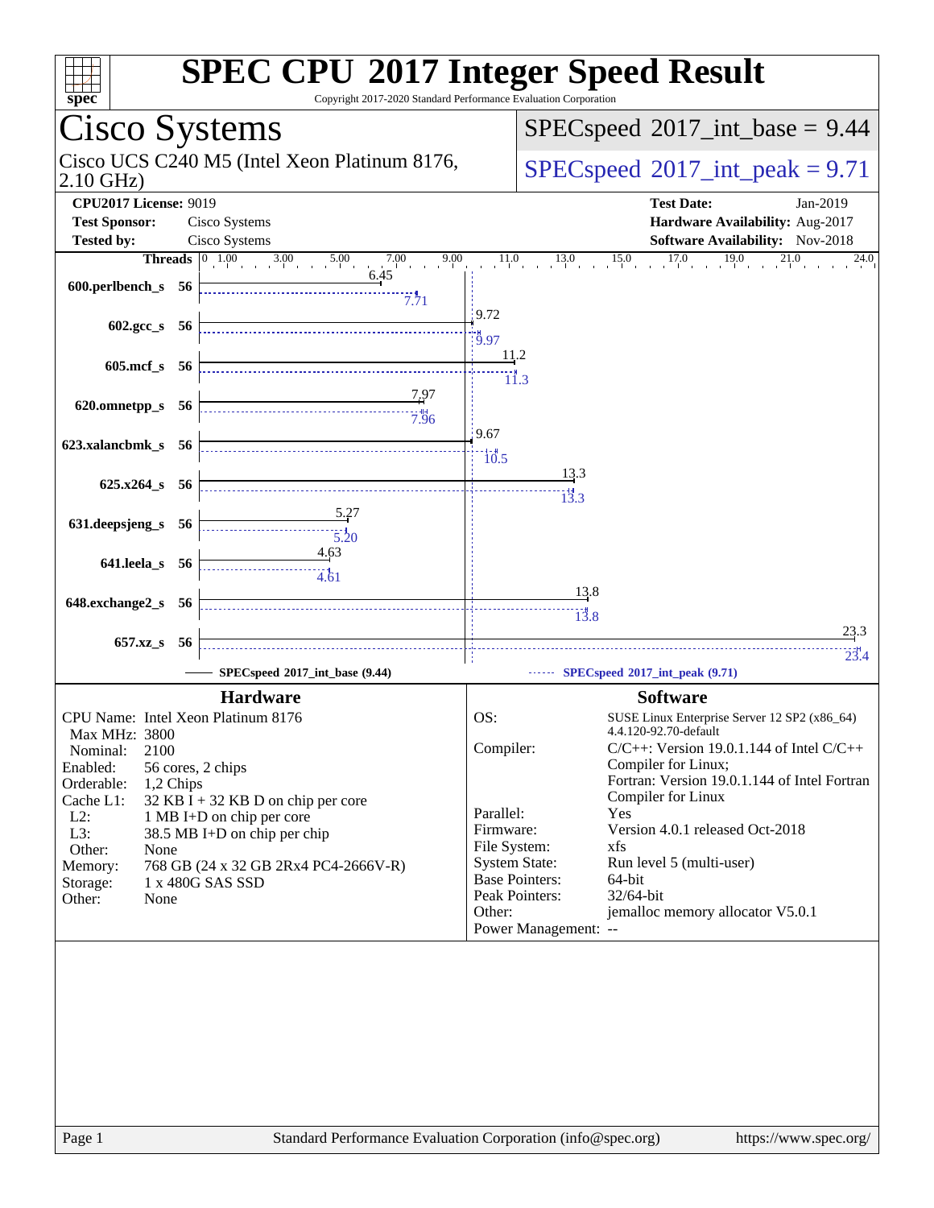# SPEC CPU 2017 Integer Speed Result

Copyright 2017-2020 Standard Performance Evaluation Corporation

## Cisco Systems

Cisco UCS C240 M5 (Intel Xeon Platinum 8176, 2.10 GHz)

**SPECspeed 2017_int_base = 9.44**

**SPECspeed 2017_int_peak = 9.71**

| | | | |
|---|---|---|---|
| **CPU2017 License:** | 9019 | **Test Date:** | Jan-2019 |
| **Test Sponsor:** | Cisco Systems | **Hardware Availability:** | Aug-2017 |
| **Tested by:** | Cisco Systems | **Software Availability:** | Nov-2018 |

| Benchmark | Threads | Base | Peak |
|---|---|---|---|
| 600.perlbench_s | 56 | 6.45 | 7.71 |
| 602.gcc_s | 56 | 9.72 | 9.97 |
| 605.mcf_s | 56 | 11.2 | 11.3 |
| 620.omnetpp_s | 56 | 7.97 | 7.96 |
| 623.xalancbmk_s | 56 | 9.67 | 10.5 |
| 625.x264_s | 56 | 13.3 | 13.3 |
| 631.deepsjeng_s | 56 | 5.27 | 5.20 |
| 641.leela_s | 56 | 4.63 | 4.61 |
| 648.exchange2_s | 56 | 13.8 | 13.8 |
| 657.xz_s | 56 | 23.3 | 23.4 |

SPECspeed 2017_int_base (9.44) — SPECspeed 2017_int_peak (9.71)

### Hardware

- CPU Name: Intel Xeon Platinum 8176
- Max MHz: 3800
- Nominal: 2100
- Enabled: 56 cores, 2 chips
- Orderable: 1,2 Chips
- Cache L1: 32 KB I + 32 KB D on chip per core
- L2: 1 MB I+D on chip per core
- L3: 38.5 MB I+D on chip per chip
- Other: None
- Memory: 768 GB (24 x 32 GB 2Rx4 PC4-2666V-R)
- Storage: 1 x 480G SAS SSD
- Other: None

### Software

- OS: SUSE Linux Enterprise Server 12 SP2 (x86_64) 4.4.120-92.70-default
- Compiler: C/C++: Version 19.0.1.144 of Intel C/C++ Compiler for Linux; Fortran: Version 19.0.1.144 of Intel Fortran Compiler for Linux
- Parallel: Yes
- Firmware: Version 4.0.1 released Oct-2018
- File System: xfs
- System State: Run level 5 (multi-user)
- Base Pointers: 64-bit
- Peak Pointers: 32/64-bit
- Other: jemalloc memory allocator V5.0.1
- Power Management: --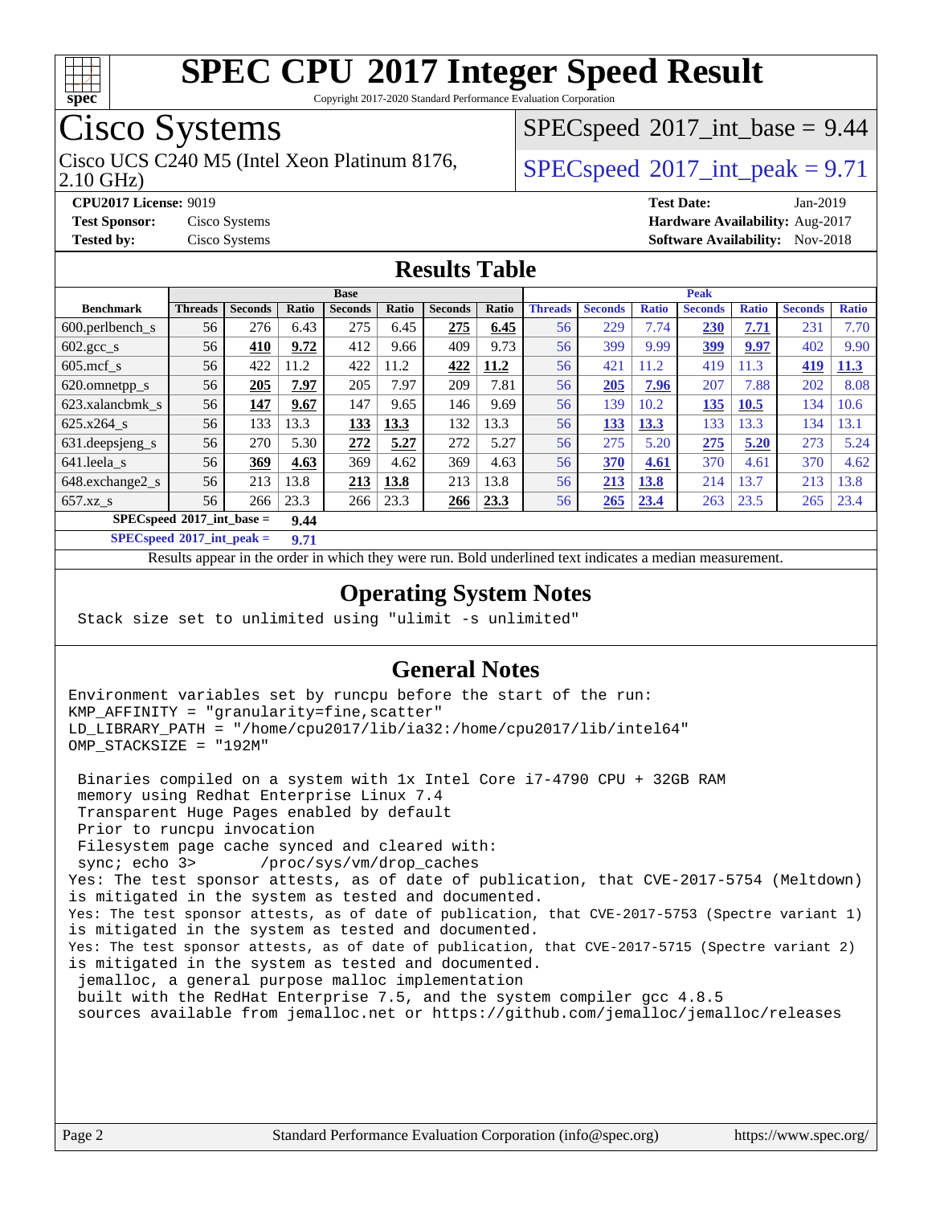# SPEC CPU 2017 Integer Speed Result

Copyright 2017-2020 Standard Performance Evaluation Corporation

## Cisco Systems

Cisco UCS C240 M5 (Intel Xeon Platinum 8176, 2.10 GHz)

SPECspeed 2017_int_base = 9.44

SPECspeed 2017_int_peak = 9.71

**CPU2017 License:** 9019
**Test Sponsor:** Cisco Systems
**Tested by:** Cisco Systems

**Test Date:** Jan-2019
**Hardware Availability:** Aug-2017
**Software Availability:** Nov-2018

## Results Table

| Benchmark | Base | | | | | | | Peak | | | | | | |
|---|---|---|---|---|---|---|---|---|---|---|---|---|---|---|
| | Threads | Seconds | Ratio | Seconds | Ratio | Seconds | Ratio | Threads | Seconds | Ratio | Seconds | Ratio | Seconds | Ratio |
| 600.perlbench_s | 56 | 276 | 6.43 | 275 | 6.45 | **275** | **6.45** | 56 | 229 | 7.74 | **230** | **7.71** | 231 | 7.70 |
| 602.gcc_s | 56 | **410** | **9.72** | 412 | 9.66 | 409 | 9.73 | 56 | 399 | 9.99 | **399** | **9.97** | 402 | 9.90 |
| 605.mcf_s | 56 | 422 | 11.2 | 422 | 11.2 | **422** | **11.2** | 56 | 421 | 11.2 | 419 | 11.3 | **419** | **11.3** |
| 620.omnetpp_s | 56 | **205** | **7.97** | 205 | 7.97 | 209 | 7.81 | 56 | **205** | **7.96** | 207 | 7.88 | 202 | 8.08 |
| 623.xalancbmk_s | 56 | **147** | **9.67** | 147 | 9.65 | 146 | 9.69 | 56 | 139 | 10.2 | **135** | **10.5** | 134 | 10.6 |
| 625.x264_s | 56 | 133 | 13.3 | **133** | **13.3** | 132 | 13.3 | 56 | **133** | **13.3** | 133 | 13.3 | 134 | 13.1 |
| 631.deepsjeng_s | 56 | 270 | 5.30 | **272** | **5.27** | 272 | 5.27 | 56 | 275 | 5.20 | **275** | **5.20** | 273 | 5.24 |
| 641.leela_s | 56 | **369** | **4.63** | 369 | 4.62 | 369 | 4.63 | 56 | **370** | **4.61** | 370 | 4.61 | 370 | 4.62 |
| 648.exchange2_s | 56 | 213 | 13.8 | **213** | **13.8** | 213 | 13.8 | 56 | **213** | **13.8** | 214 | 13.7 | 213 | 13.8 |
| 657.xz_s | 56 | 266 | 23.3 | 266 | 23.3 | **266** | **23.3** | 56 | **265** | **23.4** | 263 | 23.5 | 265 | 23.4 |

**SPECspeed 2017_int_base = 9.44**

**SPECspeed 2017_int_peak = 9.71**

Results appear in the order in which they were run. Bold underlined text indicates a median measurement.

## Operating System Notes

```
Stack size set to unlimited using "ulimit -s unlimited"
```

## General Notes

```
Environment variables set by runcpu before the start of the run:
KMP_AFFINITY = "granularity=fine,scatter"
LD_LIBRARY_PATH = "/home/cpu2017/lib/ia32:/home/cpu2017/lib/intel64"
OMP_STACKSIZE = "192M"

 Binaries compiled on a system with 1x Intel Core i7-4790 CPU + 32GB RAM
 memory using Redhat Enterprise Linux 7.4
 Transparent Huge Pages enabled by default
 Prior to runcpu invocation
 Filesystem page cache synced and cleared with:
 sync; echo 3>       /proc/sys/vm/drop_caches
Yes: The test sponsor attests, as of date of publication, that CVE-2017-5754 (Meltdown)
is mitigated in the system as tested and documented.
Yes: The test sponsor attests, as of date of publication, that CVE-2017-5753 (Spectre variant 1)
is mitigated in the system as tested and documented.
Yes: The test sponsor attests, as of date of publication, that CVE-2017-5715 (Spectre variant 2)
is mitigated in the system as tested and documented.
 jemalloc, a general purpose malloc implementation
 built with the RedHat Enterprise 7.5, and the system compiler gcc 4.8.5
 sources available from jemalloc.net or https://github.com/jemalloc/jemalloc/releases
```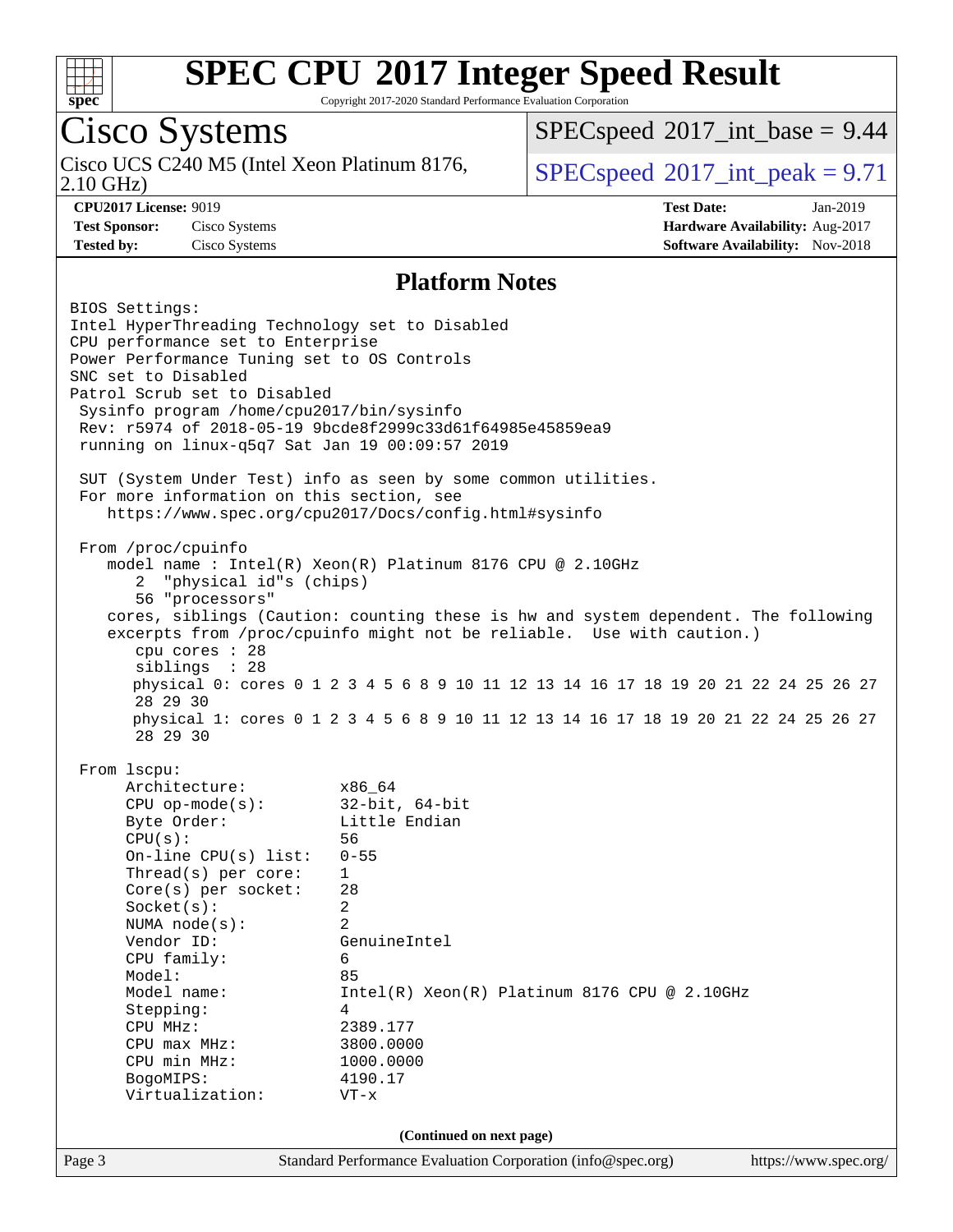# SPEC CPU 2017 Integer Speed Result

Copyright 2017-2020 Standard Performance Evaluation Corporation

## Cisco Systems

Cisco UCS C240 M5 (Intel Xeon Platinum 8176, 2.10 GHz)

SPECspeed 2017_int_base = 9.44

SPECspeed 2017_int_peak = 9.71

**CPU2017 License:** 9019
**Test Sponsor:** Cisco Systems
**Tested by:** Cisco Systems

**Test Date:** Jan-2019
**Hardware Availability:** Aug-2017
**Software Availability:** Nov-2018

## Platform Notes

```
BIOS Settings:
Intel HyperThreading Technology set to Disabled
CPU performance set to Enterprise
Power Performance Tuning set to OS Controls
SNC set to Disabled
Patrol Scrub set to Disabled
 Sysinfo program /home/cpu2017/bin/sysinfo
 Rev: r5974 of 2018-05-19 9bcde8f2999c33d61f64985e45859ea9
 running on linux-q5q7 Sat Jan 19 00:09:57 2019

 SUT (System Under Test) info as seen by some common utilities.
 For more information on this section, see
    https://www.spec.org/cpu2017/Docs/config.html#sysinfo

 From /proc/cpuinfo
    model name : Intel(R) Xeon(R) Platinum 8176 CPU @ 2.10GHz
       2  "physical id"s (chips)
       56 "processors"
    cores, siblings (Caution: counting these is hw and system dependent. The following
    excerpts from /proc/cpuinfo might not be reliable.  Use with caution.)
       cpu cores : 28
       siblings  : 28
       physical 0: cores 0 1 2 3 4 5 6 8 9 10 11 12 13 14 16 17 18 19 20 21 22 24 25 26 27
       28 29 30
       physical 1: cores 0 1 2 3 4 5 6 8 9 10 11 12 13 14 16 17 18 19 20 21 22 24 25 26 27
       28 29 30

 From lscpu:
      Architecture:          x86_64
      CPU op-mode(s):        32-bit, 64-bit
      Byte Order:            Little Endian
      CPU(s):                56
      On-line CPU(s) list:   0-55
      Thread(s) per core:    1
      Core(s) per socket:    28
      Socket(s):             2
      NUMA node(s):          2
      Vendor ID:             GenuineIntel
      CPU family:            6
      Model:                 85
      Model name:            Intel(R) Xeon(R) Platinum 8176 CPU @ 2.10GHz
      Stepping:              4
      CPU MHz:               2389.177
      CPU max MHz:           3800.0000
      CPU min MHz:           1000.0000
      BogoMIPS:              4190.17
      Virtualization:        VT-x
```

(Continued on next page)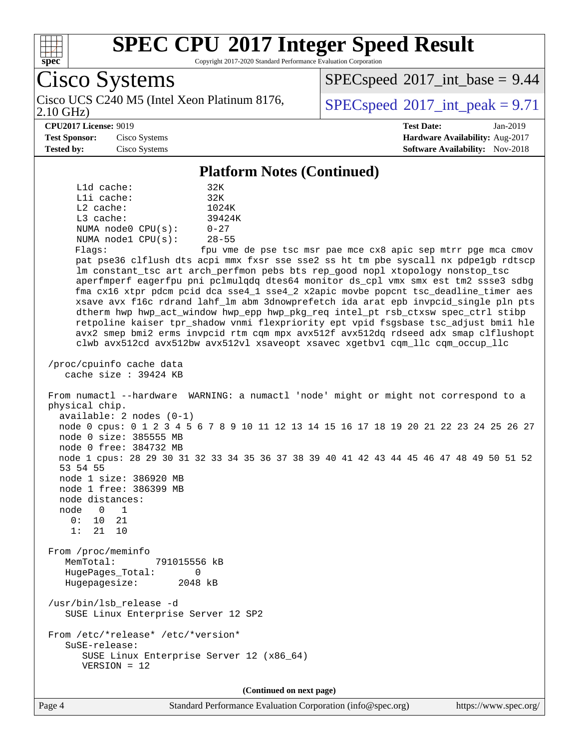## Platform Notes (Continued)

```
     L1d cache:               32K
     L1i cache:               32K
     L2 cache:                1024K
     L3 cache:                39424K
     NUMA node0 CPU(s):       0-27
     NUMA node1 CPU(s):       28-55
     Flags:                  fpu vme de pse tsc msr pae mce cx8 apic sep mtrr pge mca cmov
     pat pse36 clflush dts acpi mmx fxsr sse sse2 ss ht tm pbe syscall nx pdpe1gb rdtscp
     lm constant_tsc art arch_perfmon pebs bts rep_good nopl xtopology nonstop_tsc
     aperfmperf eagerfpu pni pclmulqdq dtes64 monitor ds_cpl vmx smx est tm2 ssse3 sdbg
     fma cx16 xtpr pdcm pcid dca sse4_1 sse4_2 x2apic movbe popcnt tsc_deadline_timer aes
     xsave avx f16c rdrand lahf_lm abm 3dnowprefetch ida arat epb invpcid_single pln pts
     dtherm hwp hwp_act_window hwp_epp hwp_pkg_req intel_pt rsb_ctxsw spec_ctrl stibp
     retpoline kaiser tpr_shadow vnmi flexpriority ept vpid fsgsbase tsc_adjust bmi1 hle
     avx2 smep bmi2 erms invpcid rtm cqm mpx avx512f avx512dq rdseed adx smap clflushopt
     clwb avx512cd avx512bw avx512vl xsaveopt xsavec xgetbv1 cqm_llc cqm_occup_llc

 /proc/cpuinfo cache data
    cache size : 39424 KB

 From numactl --hardware  WARNING: a numactl 'node' might or might not correspond to a
 physical chip.
   available: 2 nodes (0-1)
   node 0 cpus: 0 1 2 3 4 5 6 7 8 9 10 11 12 13 14 15 16 17 18 19 20 21 22 23 24 25 26 27
   node 0 size: 385555 MB
   node 0 free: 384732 MB
   node 1 cpus: 28 29 30 31 32 33 34 35 36 37 38 39 40 41 42 43 44 45 46 47 48 49 50 51 52
   53 54 55
   node 1 size: 386920 MB
   node 1 free: 386399 MB
   node distances:
   node   0   1
     0:  10  21
     1:  21  10

 From /proc/meminfo
    MemTotal:       791015556 kB
    HugePages_Total:       0
    Hugepagesize:       2048 kB

 /usr/bin/lsb_release -d
    SUSE Linux Enterprise Server 12 SP2

 From /etc/*release* /etc/*version*
    SuSE-release:
       SUSE Linux Enterprise Server 12 (x86_64)
       VERSION = 12
```

(Continued on next page)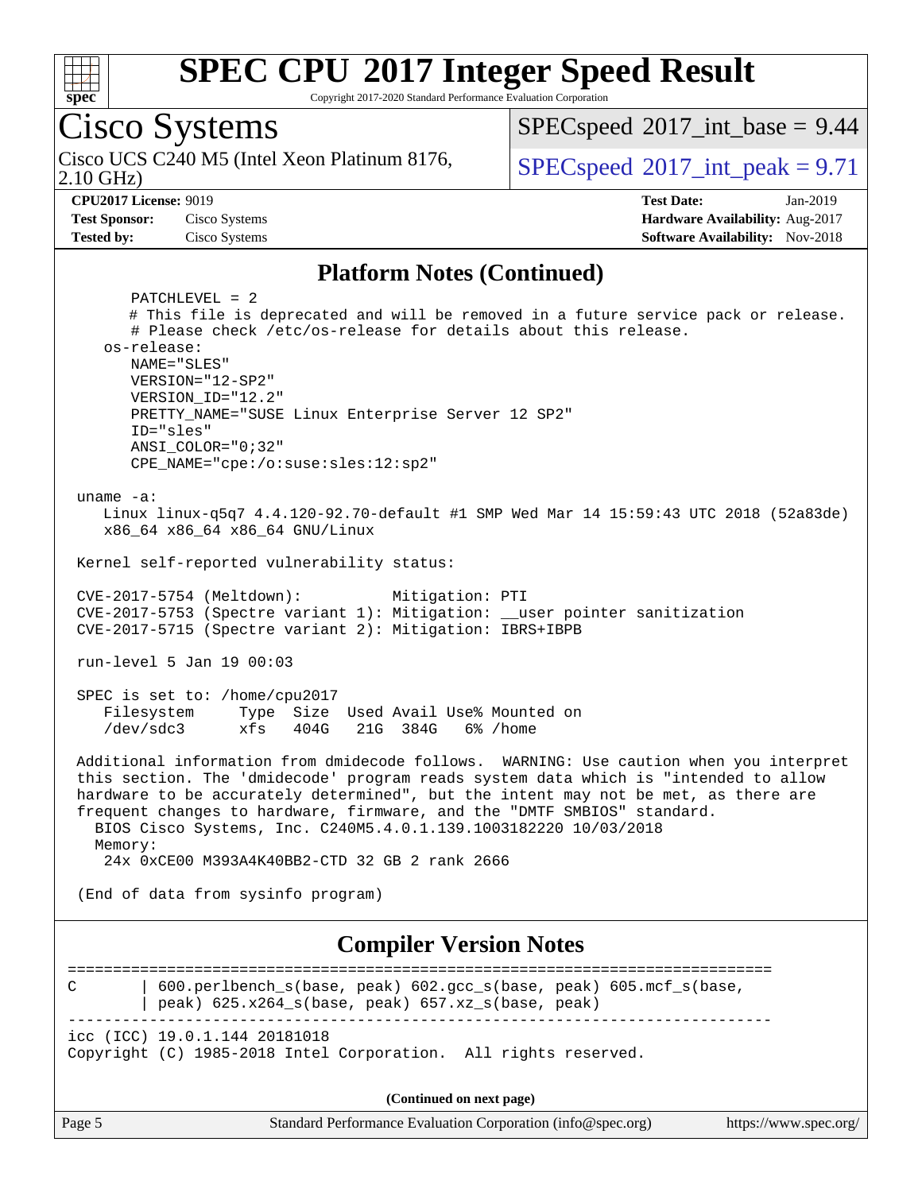## Platform Notes (Continued)

```
        PATCHLEVEL = 2
        # This file is deprecated and will be removed in a future service pack or release.
        # Please check /etc/os-release for details about this release.
    os-release:
        NAME="SLES"
        VERSION="12-SP2"
        VERSION_ID="12.2"
        PRETTY_NAME="SUSE Linux Enterprise Server 12 SP2"
        ID="sles"
        ANSI_COLOR="0;32"
        CPE_NAME="cpe:/o:suse:sles:12:sp2"

 uname -a:
    Linux linux-q5q7 4.4.120-92.70-default #1 SMP Wed Mar 14 15:59:43 UTC 2018 (52a83de)
    x86_64 x86_64 x86_64 GNU/Linux

 Kernel self-reported vulnerability status:

 CVE-2017-5754 (Meltdown):          Mitigation: PTI
 CVE-2017-5753 (Spectre variant 1): Mitigation: __user pointer sanitization
 CVE-2017-5715 (Spectre variant 2): Mitigation: IBRS+IBPB

 run-level 5 Jan 19 00:03

 SPEC is set to: /home/cpu2017
    Filesystem     Type  Size  Used Avail Use% Mounted on
    /dev/sdc3      xfs   404G   21G  384G   6% /home

 Additional information from dmidecode follows.  WARNING: Use caution when you interpret
 this section. The 'dmidecode' program reads system data which is "intended to allow
 hardware to be accurately determined", but the intent may not be met, as there are
 frequent changes to hardware, firmware, and the "DMTF SMBIOS" standard.
   BIOS Cisco Systems, Inc. C240M5.4.0.1.139.1003182220 10/03/2018
   Memory:
    24x 0xCE00 M393A4K40BB2-CTD 32 GB 2 rank 2666

 (End of data from sysinfo program)
```

## Compiler Version Notes

```
==============================================================================
C       | 600.perlbench_s(base, peak) 602.gcc_s(base, peak) 605.mcf_s(base,
        | peak) 625.x264_s(base, peak) 657.xz_s(base, peak)
------------------------------------------------------------------------------
icc (ICC) 19.0.1.144 20181018
Copyright (C) 1985-2018 Intel Corporation.  All rights reserved.
```

**(Continued on next page)**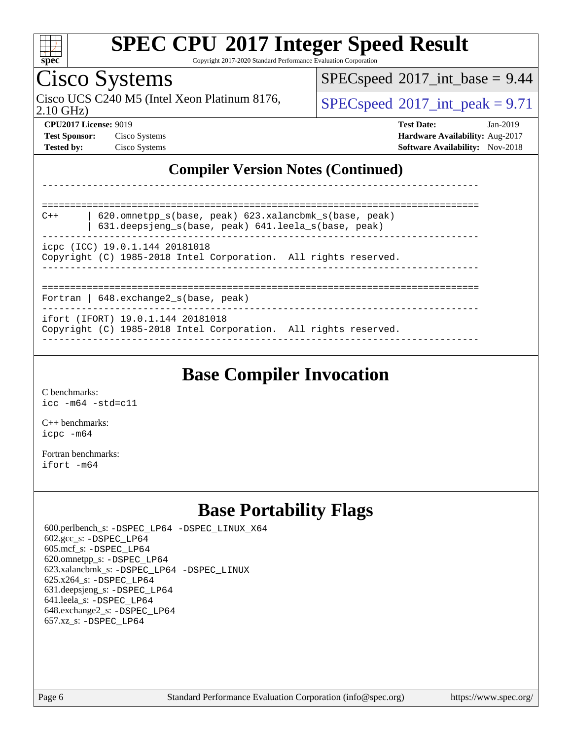# SPEC CPU 2017 Integer Speed Result

Copyright 2017-2020 Standard Performance Evaluation Corporation

## Cisco Systems

Cisco UCS C240 M5 (Intel Xeon Platinum 8176, 2.10 GHz)

SPECspeed 2017_int_base = 9.44

SPECspeed 2017_int_peak = 9.71

**CPU2017 License:** 9019
**Test Sponsor:** Cisco Systems
**Tested by:** Cisco Systems

**Test Date:** Jan-2019
**Hardware Availability:** Aug-2017
**Software Availability:** Nov-2018

## Compiler Version Notes (Continued)

```
------------------------------------------------------------------------------

==============================================================================
C++      | 620.omnetpp_s(base, peak) 623.xalancbmk_s(base, peak)
         | 631.deepsjeng_s(base, peak) 641.leela_s(base, peak)
------------------------------------------------------------------------------
icpc (ICC) 19.0.1.144 20181018
Copyright (C) 1985-2018 Intel Corporation.  All rights reserved.
------------------------------------------------------------------------------

==============================================================================
Fortran | 648.exchange2_s(base, peak)
------------------------------------------------------------------------------
ifort (IFORT) 19.0.1.144 20181018
Copyright (C) 1985-2018 Intel Corporation.  All rights reserved.
------------------------------------------------------------------------------
```

## Base Compiler Invocation

C benchmarks:
`icc -m64 -std=c11`

C++ benchmarks:
`icpc -m64`

Fortran benchmarks:
`ifort -m64`

## Base Portability Flags

600.perlbench_s: `-DSPEC_LP64 -DSPEC_LINUX_X64`
602.gcc_s: `-DSPEC_LP64`
605.mcf_s: `-DSPEC_LP64`
620.omnetpp_s: `-DSPEC_LP64`
623.xalancbmk_s: `-DSPEC_LP64 -DSPEC_LINUX`
625.x264_s: `-DSPEC_LP64`
631.deepsjeng_s: `-DSPEC_LP64`
641.leela_s: `-DSPEC_LP64`
648.exchange2_s: `-DSPEC_LP64`
657.xz_s: `-DSPEC_LP64`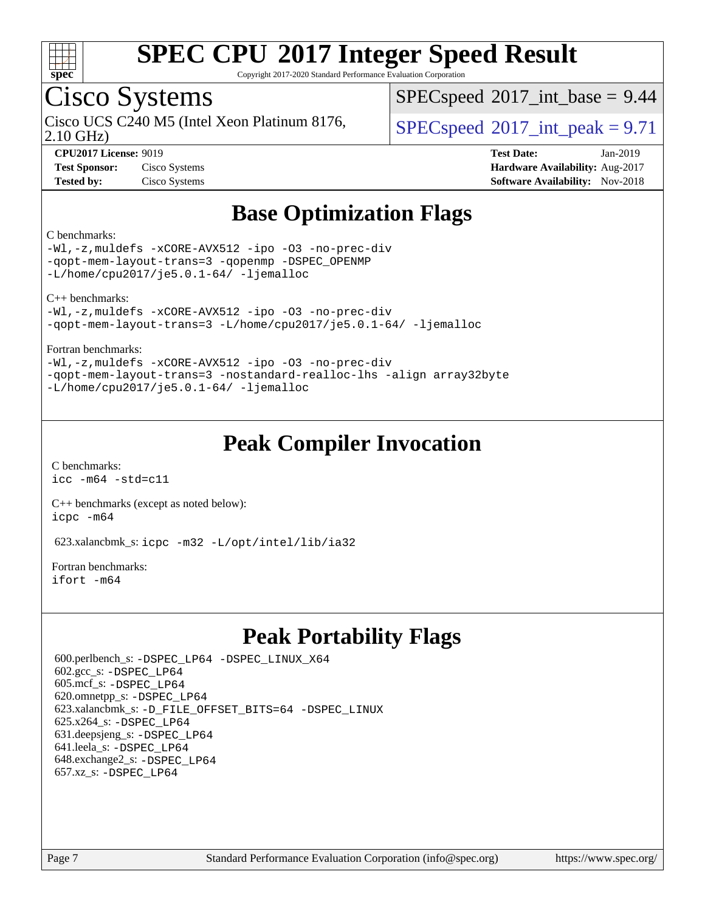# SPEC CPU 2017 Integer Speed Result

Copyright 2017-2020 Standard Performance Evaluation Corporation

## Cisco Systems

Cisco UCS C240 M5 (Intel Xeon Platinum 8176, 2.10 GHz)

SPECspeed 2017_int_base = 9.44

SPECspeed 2017_int_peak = 9.71

**CPU2017 License:** 9019
**Test Sponsor:** Cisco Systems
**Tested by:** Cisco Systems

**Test Date:** Jan-2019
**Hardware Availability:** Aug-2017
**Software Availability:** Nov-2018

## Base Optimization Flags

C benchmarks:

```
-Wl,-z,muldefs -xCORE-AVX512 -ipo -O3 -no-prec-div
-qopt-mem-layout-trans=3 -qopenmp -DSPEC_OPENMP
-L/home/cpu2017/je5.0.1-64/ -ljemalloc
```

C++ benchmarks:

```
-Wl,-z,muldefs -xCORE-AVX512 -ipo -O3 -no-prec-div
-qopt-mem-layout-trans=3 -L/home/cpu2017/je5.0.1-64/ -ljemalloc
```

Fortran benchmarks:

```
-Wl,-z,muldefs -xCORE-AVX512 -ipo -O3 -no-prec-div
-qopt-mem-layout-trans=3 -nostandard-realloc-lhs -align array32byte
-L/home/cpu2017/je5.0.1-64/ -ljemalloc
```

## Peak Compiler Invocation

C benchmarks:

```
icc -m64 -std=c11
```

C++ benchmarks (except as noted below):

```
icpc -m64
```

623.xalancbmk_s: `icpc -m32 -L/opt/intel/lib/ia32`

Fortran benchmarks:

```
ifort -m64
```

## Peak Portability Flags

600.perlbench_s: `-DSPEC_LP64 -DSPEC_LINUX_X64`
602.gcc_s: `-DSPEC_LP64`
605.mcf_s: `-DSPEC_LP64`
620.omnetpp_s: `-DSPEC_LP64`
623.xalancbmk_s: `-D_FILE_OFFSET_BITS=64 -DSPEC_LINUX`
625.x264_s: `-DSPEC_LP64`
631.deepsjeng_s: `-DSPEC_LP64`
641.leela_s: `-DSPEC_LP64`
648.exchange2_s: `-DSPEC_LP64`
657.xz_s: `-DSPEC_LP64`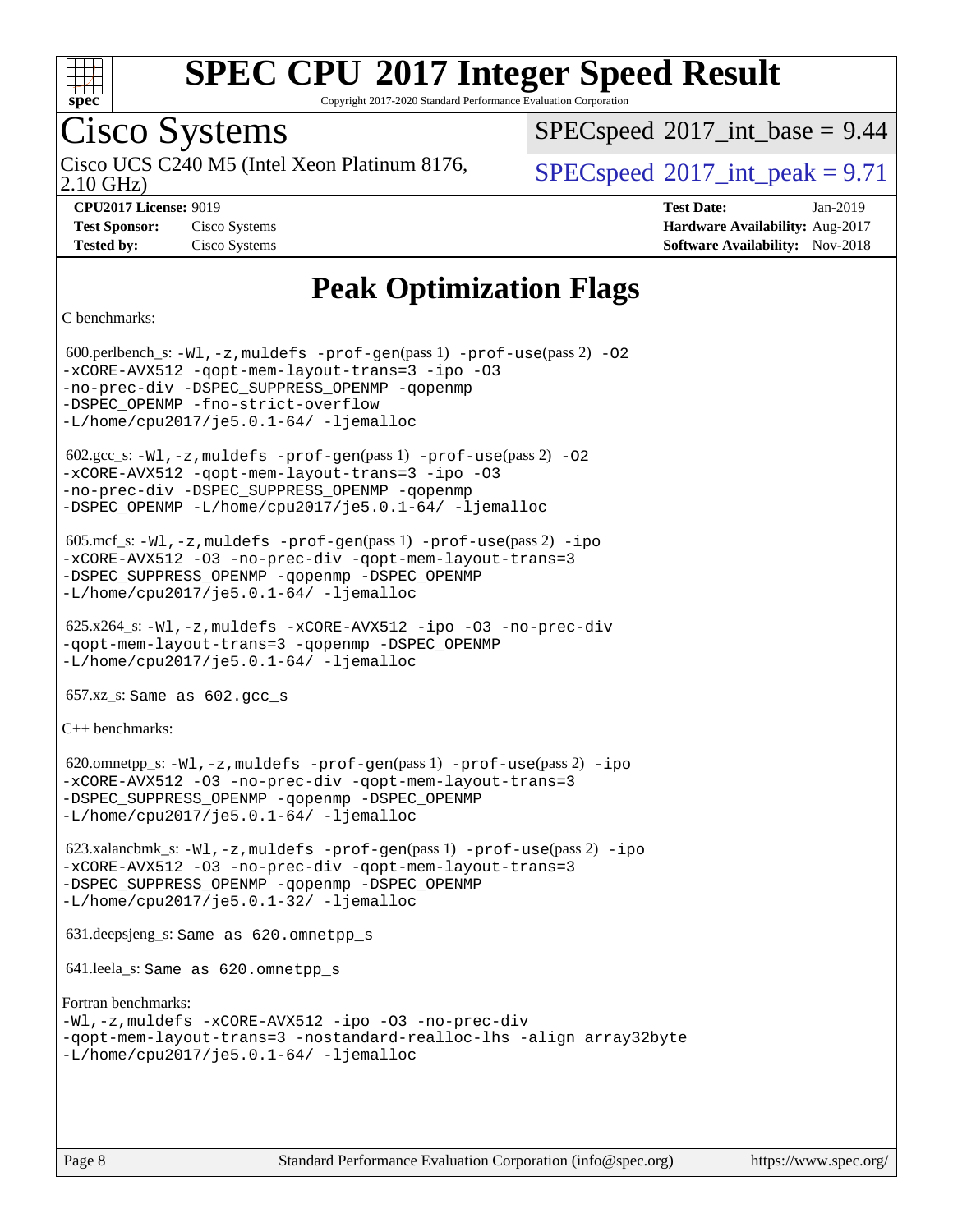# Peak Optimization Flags

C benchmarks:

600.perlbench_s: `-Wl,-z,muldefs -prof-gen`(pass 1) `-prof-use`(pass 2) `-O2 -xCORE-AVX512 -qopt-mem-layout-trans=3 -ipo -O3 -no-prec-div -DSPEC_SUPPRESS_OPENMP -qopenmp -DSPEC_OPENMP -fno-strict-overflow -L/home/cpu2017/je5.0.1-64/ -ljemalloc`

602.gcc_s: `-Wl,-z,muldefs -prof-gen`(pass 1) `-prof-use`(pass 2) `-O2 -xCORE-AVX512 -qopt-mem-layout-trans=3 -ipo -O3 -no-prec-div -DSPEC_SUPPRESS_OPENMP -qopenmp -DSPEC_OPENMP -L/home/cpu2017/je5.0.1-64/ -ljemalloc`

605.mcf_s: `-Wl,-z,muldefs -prof-gen`(pass 1) `-prof-use`(pass 2) `-ipo -xCORE-AVX512 -O3 -no-prec-div -qopt-mem-layout-trans=3 -DSPEC_SUPPRESS_OPENMP -qopenmp -DSPEC_OPENMP -L/home/cpu2017/je5.0.1-64/ -ljemalloc`

625.x264_s: `-Wl,-z,muldefs -xCORE-AVX512 -ipo -O3 -no-prec-div -qopt-mem-layout-trans=3 -qopenmp -DSPEC_OPENMP -L/home/cpu2017/je5.0.1-64/ -ljemalloc`

657.xz_s: Same as 602.gcc_s

C++ benchmarks:

620.omnetpp_s: `-Wl,-z,muldefs -prof-gen`(pass 1) `-prof-use`(pass 2) `-ipo -xCORE-AVX512 -O3 -no-prec-div -qopt-mem-layout-trans=3 -DSPEC_SUPPRESS_OPENMP -qopenmp -DSPEC_OPENMP -L/home/cpu2017/je5.0.1-64/ -ljemalloc`

623.xalancbmk_s: `-Wl,-z,muldefs -prof-gen`(pass 1) `-prof-use`(pass 2) `-ipo -xCORE-AVX512 -O3 -no-prec-div -qopt-mem-layout-trans=3 -DSPEC_SUPPRESS_OPENMP -qopenmp -DSPEC_OPENMP -L/home/cpu2017/je5.0.1-32/ -ljemalloc`

631.deepsjeng_s: Same as 620.omnetpp_s

641.leela_s: Same as 620.omnetpp_s

Fortran benchmarks:

`-Wl,-z,muldefs -xCORE-AVX512 -ipo -O3 -no-prec-div -qopt-mem-layout-trans=3 -nostandard-realloc-lhs -align array32byte -L/home/cpu2017/je5.0.1-64/ -ljemalloc`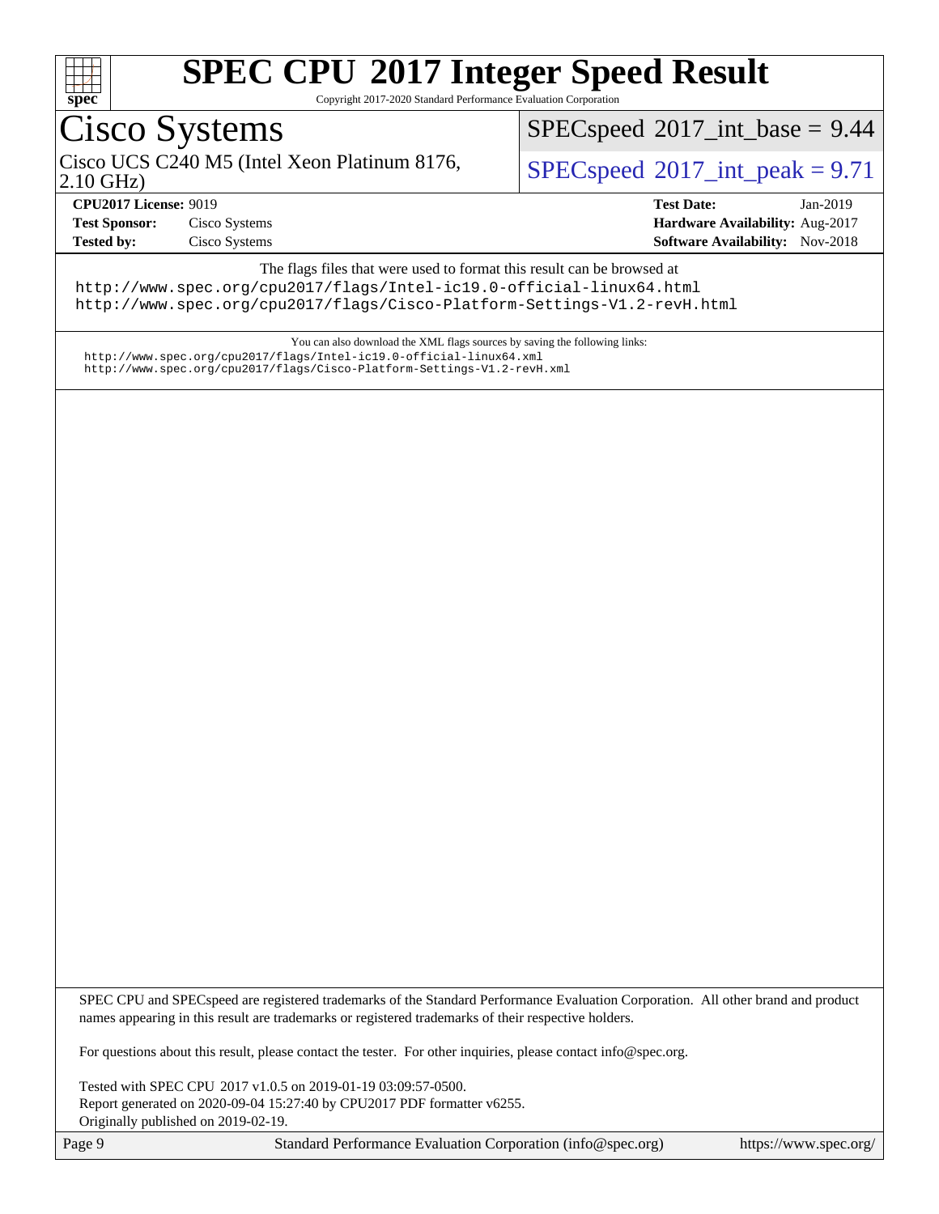The flags files that were used to format this result can be browsed at
http://www.spec.org/cpu2017/flags/Intel-ic19.0-official-linux64.html
http://www.spec.org/cpu2017/flags/Cisco-Platform-Settings-V1.2-revH.html

You can also download the XML flags sources by saving the following links:
http://www.spec.org/cpu2017/flags/Intel-ic19.0-official-linux64.xml
http://www.spec.org/cpu2017/flags/Cisco-Platform-Settings-V1.2-revH.xml

SPEC CPU and SPECspeed are registered trademarks of the Standard Performance Evaluation Corporation. All other brand and product names appearing in this result are trademarks or registered trademarks of their respective holders.

For questions about this result, please contact the tester. For other inquiries, please contact info@spec.org.

Tested with SPEC CPU 2017 v1.0.5 on 2019-01-19 03:09:57-0500.
Report generated on 2020-09-04 15:27:40 by CPU2017 PDF formatter v6255.
Originally published on 2019-02-19.